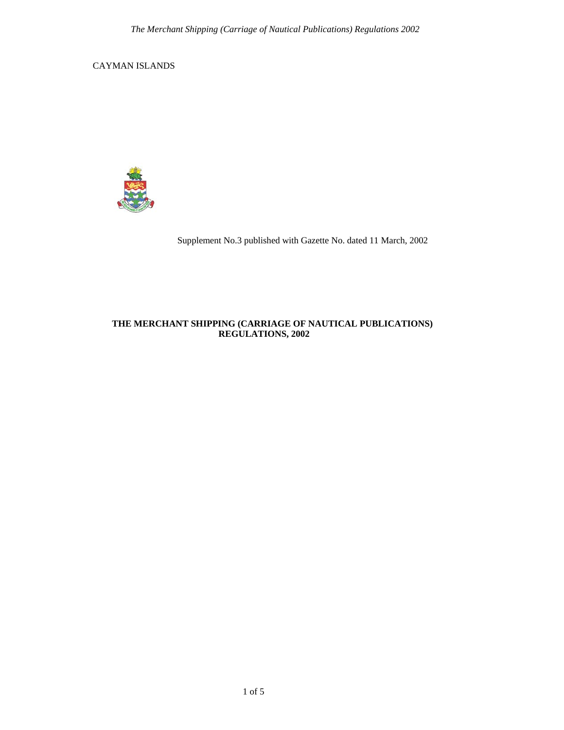CAYMAN ISLANDS

Supplement No.3 published with Gazette No. dated 11 March, 2002

# THE MERCHANT SHIPPING (CARRIAGE OF NAUTICAL PUBLICATIONS) REGULATIONS, 2002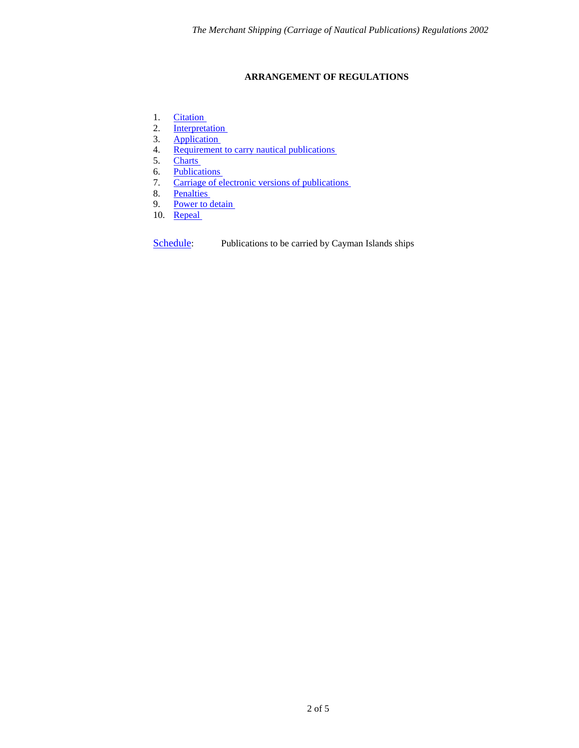## ARRANGEMENT OF REGULATIONS

1. Citation
2. Interpretation
3. Application
4. Requirement to carry nautical publications
5. Charts
6. Publications
7. Carriage of electronic versions of publications
8. Penalties
9. Power to detain
10. Repeal

Schedule: Publications to be carried by Cayman Islands ships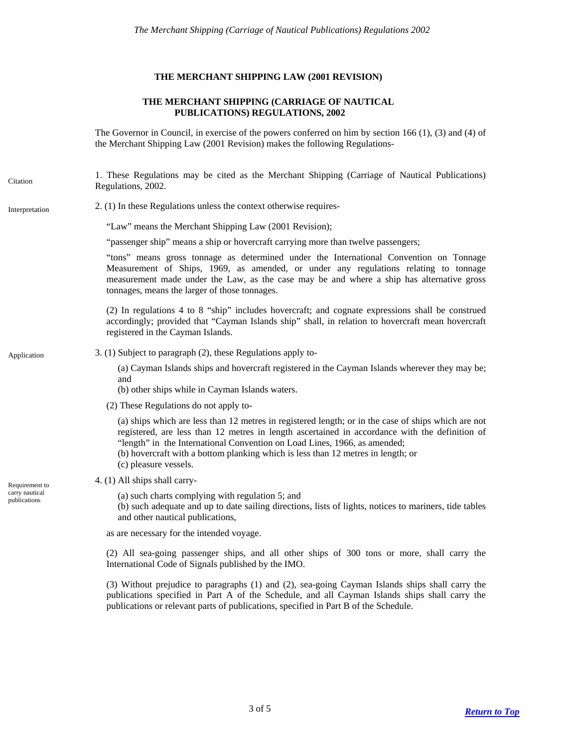**THE MERCHANT SHIPPING LAW (2001 REVISION)**

**THE MERCHANT SHIPPING (CARRIAGE OF NAUTICAL PUBLICATIONS) REGULATIONS, 2002**

The Governor in Council, in exercise of the powers conferred on him by section 166 (1), (3) and (4) of the Merchant Shipping Law (2001 Revision) makes the following Regulations-

Citation

1. These Regulations may be cited as the Merchant Shipping (Carriage of Nautical Publications) Regulations, 2002.

Interpretation

2. (1) In these Regulations unless the context otherwise requires-

"Law" means the Merchant Shipping Law (2001 Revision);

"passenger ship" means a ship or hovercraft carrying more than twelve passengers;

"tons" means gross tonnage as determined under the International Convention on Tonnage Measurement of Ships, 1969, as amended, or under any regulations relating to tonnage measurement made under the Law, as the case may be and where a ship has alternative gross tonnages, means the larger of those tonnages.

(2) In regulations 4 to 8 "ship" includes hovercraft; and cognate expressions shall be construed accordingly; provided that "Cayman Islands ship" shall, in relation to hovercraft mean hovercraft registered in the Cayman Islands.

Application

3. (1) Subject to paragraph (2), these Regulations apply to-

(a) Cayman Islands ships and hovercraft registered in the Cayman Islands wherever they may be; and
(b) other ships while in Cayman Islands waters.

(2) These Regulations do not apply to-

(a) ships which are less than 12 metres in registered length; or in the case of ships which are not registered, are less than 12 metres in length ascertained in accordance with the definition of "length" in the International Convention on Load Lines, 1966, as amended;
(b) hovercraft with a bottom planking which is less than 12 metres in length; or
(c) pleasure vessels.

Requirement to carry nautical publications

4. (1) All ships shall carry-

(a) such charts complying with regulation 5; and
(b) such adequate and up to date sailing directions, lists of lights, notices to mariners, tide tables and other nautical publications,

as are necessary for the intended voyage.

(2) All sea-going passenger ships, and all other ships of 300 tons or more, shall carry the International Code of Signals published by the IMO.

(3) Without prejudice to paragraphs (1) and (2), sea-going Cayman Islands ships shall carry the publications specified in Part A of the Schedule, and all Cayman Islands ships shall carry the publications or relevant parts of publications, specified in Part B of the Schedule.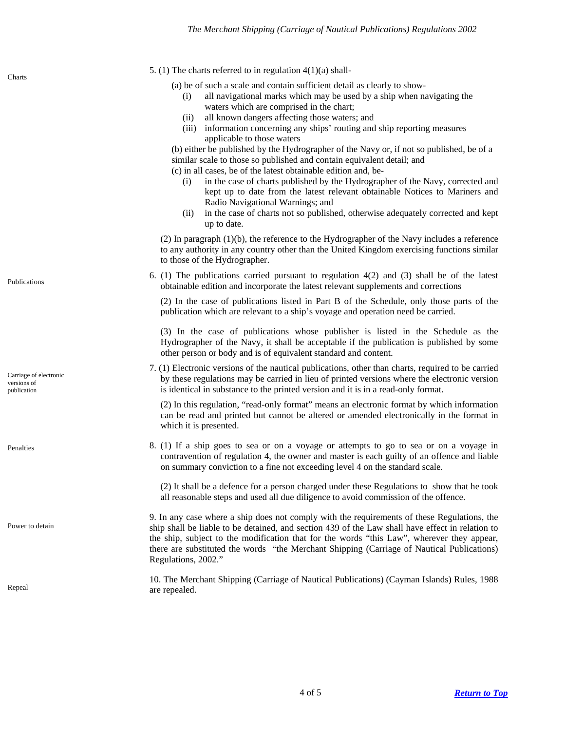**Charts**

5. (1) The charts referred to in regulation 4(1)(a) shall-

(a) be of such a scale and contain sufficient detail as clearly to show-

- (i) all navigational marks which may be used by a ship when navigating the waters which are comprised in the chart;
- (ii) all known dangers affecting those waters; and
- (iii) information concerning any ships' routing and ship reporting measures applicable to those waters

(b) either be published by the Hydrographer of the Navy or, if not so published, be of a similar scale to those so published and contain equivalent detail; and

(c) in all cases, be of the latest obtainable edition and, be-

- (i) in the case of charts published by the Hydrographer of the Navy, corrected and kept up to date from the latest relevant obtainable Notices to Mariners and Radio Navigational Warnings; and
- (ii) in the case of charts not so published, otherwise adequately corrected and kept up to date.

(2) In paragraph (1)(b), the reference to the Hydrographer of the Navy includes a reference to any authority in any country other than the United Kingdom exercising functions similar to those of the Hydrographer.

**Publications**

6. (1) The publications carried pursuant to regulation 4(2) and (3) shall be of the latest obtainable edition and incorporate the latest relevant supplements and corrections

(2) In the case of publications listed in Part B of the Schedule, only those parts of the publication which are relevant to a ship's voyage and operation need be carried.

(3) In the case of publications whose publisher is listed in the Schedule as the Hydrographer of the Navy, it shall be acceptable if the publication is published by some other person or body and is of equivalent standard and content.

**Carriage of electronic versions of publication**

7. (1) Electronic versions of the nautical publications, other than charts, required to be carried by these regulations may be carried in lieu of printed versions where the electronic version is identical in substance to the printed version and it is in a read-only format.

(2) In this regulation, "read-only format" means an electronic format by which information can be read and printed but cannot be altered or amended electronically in the format in which it is presented.

**Penalties**

8. (1) If a ship goes to sea or on a voyage or attempts to go to sea or on a voyage in contravention of regulation 4, the owner and master is each guilty of an offence and liable on summary conviction to a fine not exceeding level 4 on the standard scale.

(2) It shall be a defence for a person charged under these Regulations to show that he took all reasonable steps and used all due diligence to avoid commission of the offence.

**Power to detain**

9. In any case where a ship does not comply with the requirements of these Regulations, the ship shall be liable to be detained, and section 439 of the Law shall have effect in relation to the ship, subject to the modification that for the words "this Law", wherever they appear, there are substituted the words "the Merchant Shipping (Carriage of Nautical Publications) Regulations, 2002."

**Repeal**

10. The Merchant Shipping (Carriage of Nautical Publications) (Cayman Islands) Rules, 1988 are repealed.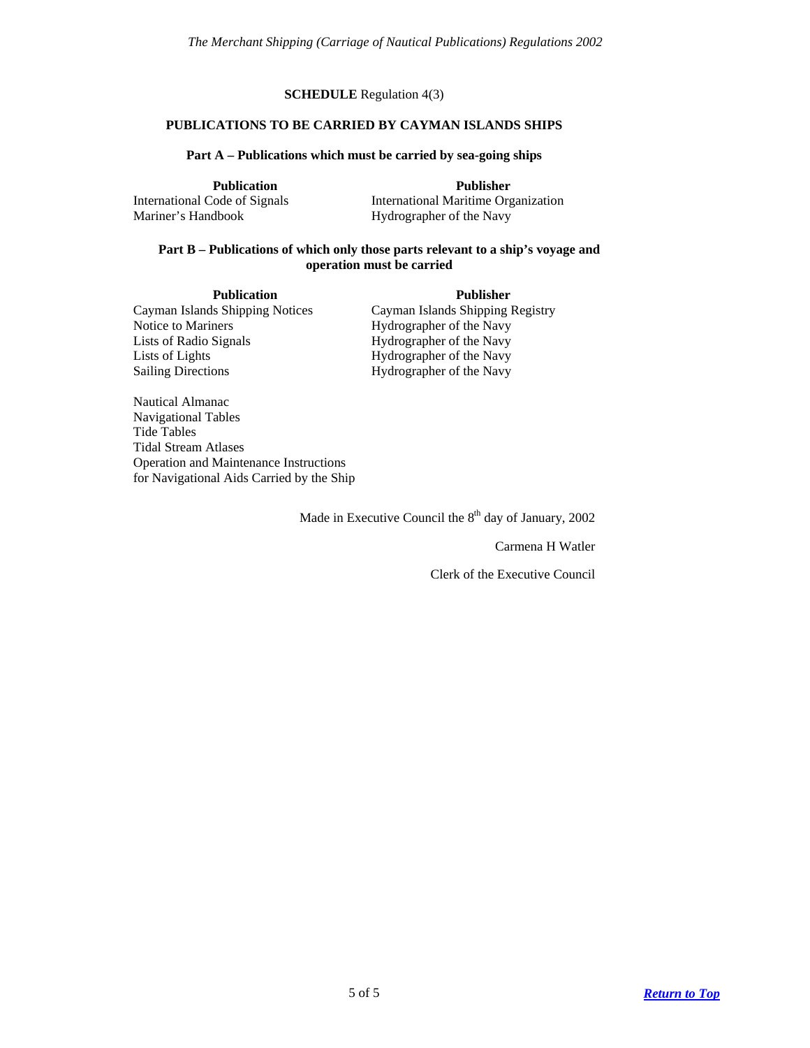**SCHEDULE** Regulation 4(3)

**PUBLICATIONS TO BE CARRIED BY CAYMAN ISLANDS SHIPS**

**Part A – Publications which must be carried by sea-going ships**

| Publication | Publisher |
|---|---|
| International Code of Signals | International Maritime Organization |
| Mariner's Handbook | Hydrographer of the Navy |

**Part B – Publications of which only those parts relevant to a ship's voyage and operation must be carried**

| Publication | Publisher |
|---|---|
| Cayman Islands Shipping Notices | Cayman Islands Shipping Registry |
| Notice to Mariners | Hydrographer of the Navy |
| Lists of Radio Signals | Hydrographer of the Navy |
| Lists of Lights | Hydrographer of the Navy |
| Sailing Directions | Hydrographer of the Navy |

Nautical Almanac
Navigational Tables
Tide Tables
Tidal Stream Atlases
Operation and Maintenance Instructions for Navigational Aids Carried by the Ship

Made in Executive Council the 8th day of January, 2002

Carmena H Watler

Clerk of the Executive Council